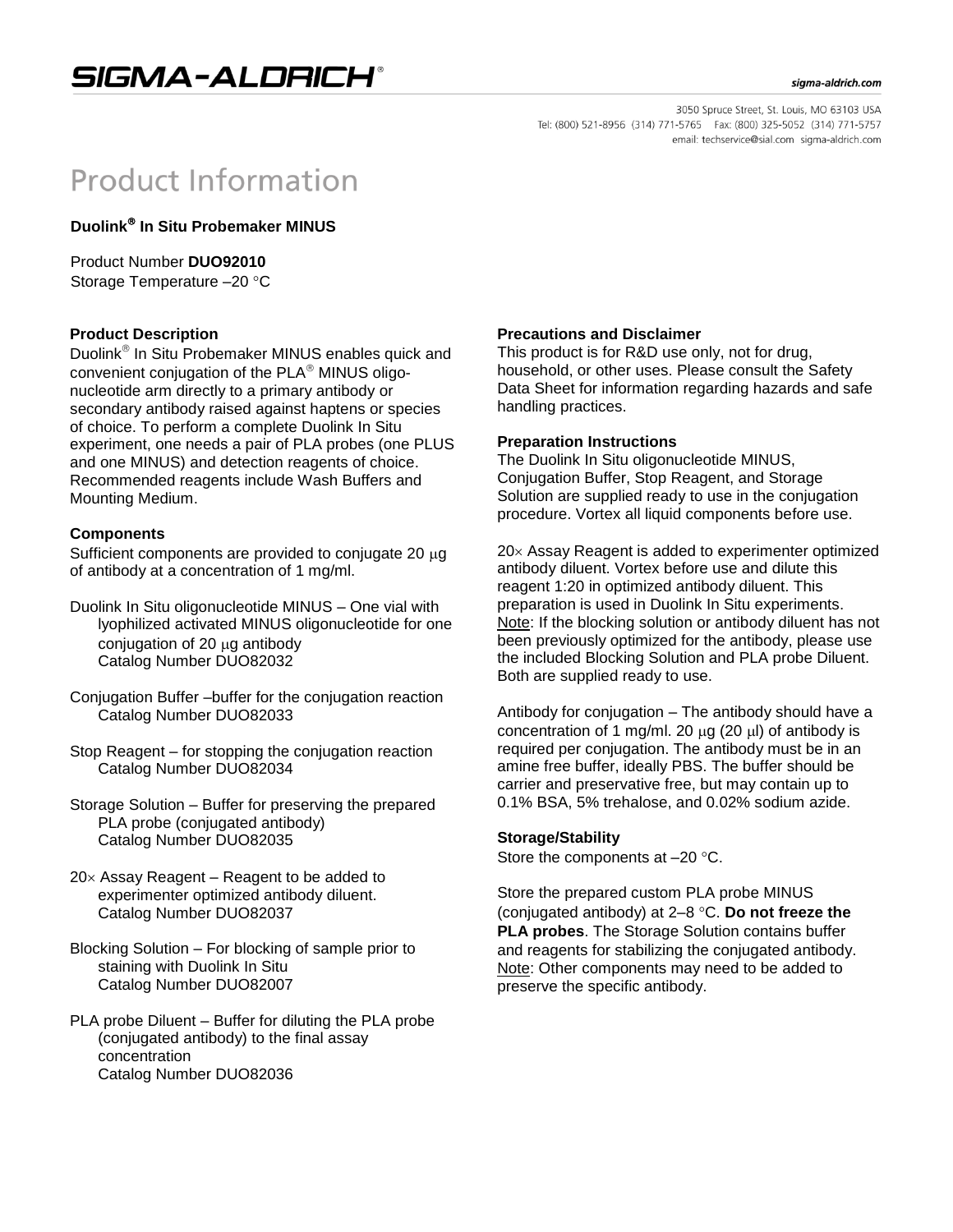# Product Information

**Duolink® In Situ Probemaker MINUS**

Product Number **DUO92010**
Storage Temperature –20 °C

## Product Description

Duolink® In Situ Probemaker MINUS enables quick and convenient conjugation of the PLA® MINUS oligonucleotide arm directly to a primary antibody or secondary antibody raised against haptens or species of choice. To perform a complete Duolink In Situ experiment, one needs a pair of PLA probes (one PLUS and one MINUS) and detection reagents of choice. Recommended reagents include Wash Buffers and Mounting Medium.

## Components

Sufficient components are provided to conjugate 20 μg of antibody at a concentration of 1 mg/ml.

- Duolink In Situ oligonucleotide MINUS – One vial with lyophilized activated MINUS oligonucleotide for one conjugation of 20 μg antibody
  Catalog Number DUO82032
- Conjugation Buffer –buffer for the conjugation reaction
  Catalog Number DUO82033
- Stop Reagent – for stopping the conjugation reaction
  Catalog Number DUO82034
- Storage Solution – Buffer for preserving the prepared PLA probe (conjugated antibody)
  Catalog Number DUO82035
- 20× Assay Reagent – Reagent to be added to experimenter optimized antibody diluent.
  Catalog Number DUO82037
- Blocking Solution – For blocking of sample prior to staining with Duolink In Situ
  Catalog Number DUO82007
- PLA probe Diluent – Buffer for diluting the PLA probe (conjugated antibody) to the final assay concentration
  Catalog Number DUO82036

## Precautions and Disclaimer

This product is for R&D use only, not for drug, household, or other uses. Please consult the Safety Data Sheet for information regarding hazards and safe handling practices.

## Preparation Instructions

The Duolink In Situ oligonucleotide MINUS, Conjugation Buffer, Stop Reagent, and Storage Solution are supplied ready to use in the conjugation procedure. Vortex all liquid components before use.

20× Assay Reagent is added to experimenter optimized antibody diluent. Vortex before use and dilute this reagent 1:20 in optimized antibody diluent. This preparation is used in Duolink In Situ experiments.
Note: If the blocking solution or antibody diluent has not been previously optimized for the antibody, please use the included Blocking Solution and PLA probe Diluent. Both are supplied ready to use.

Antibody for conjugation – The antibody should have a concentration of 1 mg/ml. 20 μg (20 μl) of antibody is required per conjugation. The antibody must be in an amine free buffer, ideally PBS. The buffer should be carrier and preservative free, but may contain up to 0.1% BSA, 5% trehalose, and 0.02% sodium azide.

## Storage/Stability

Store the components at –20 °C.

Store the prepared custom PLA probe MINUS (conjugated antibody) at 2–8 °C. **Do not freeze the PLA probes**. The Storage Solution contains buffer and reagents for stabilizing the conjugated antibody.
Note: Other components may need to be added to preserve the specific antibody.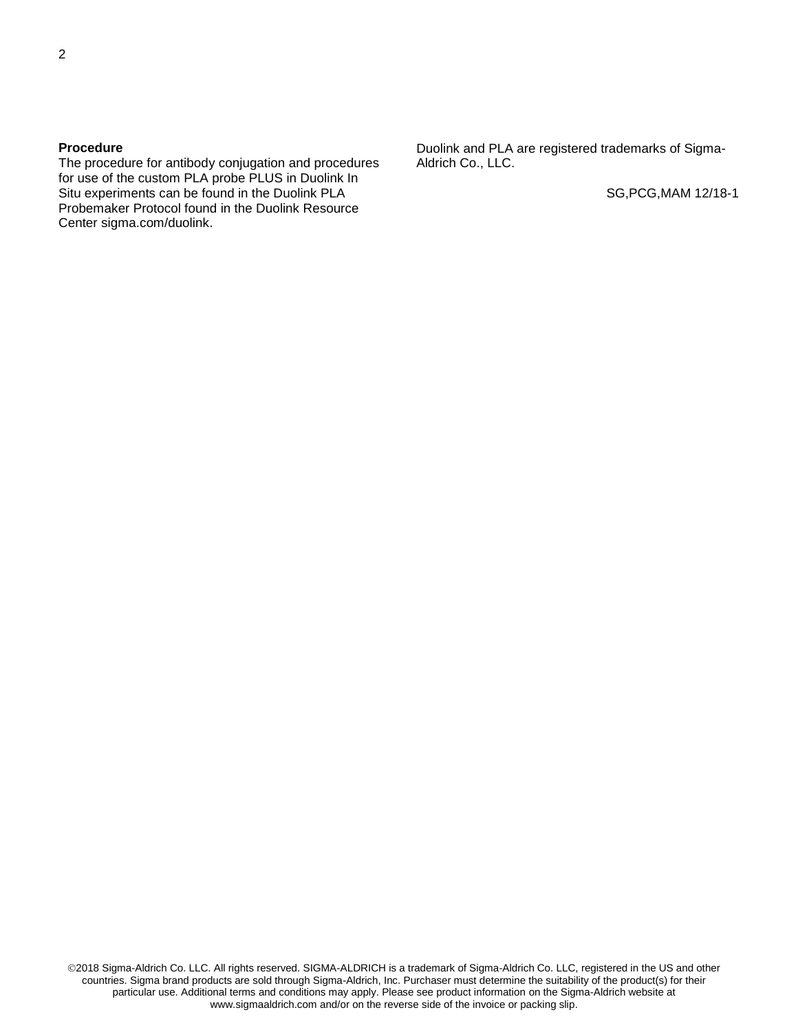**Procedure**

The procedure for antibody conjugation and procedures for use of the custom PLA probe PLUS in Duolink In Situ experiments can be found in the Duolink PLA Probemaker Protocol found in the Duolink Resource Center sigma.com/duolink.

Duolink and PLA are registered trademarks of Sigma-Aldrich Co., LLC.

SG,PCG,MAM 12/18-1

©2018 Sigma-Aldrich Co. LLC. All rights reserved. SIGMA-ALDRICH is a trademark of Sigma-Aldrich Co. LLC, registered in the US and other countries. Sigma brand products are sold through Sigma-Aldrich, Inc. Purchaser must determine the suitability of the product(s) for their particular use. Additional terms and conditions may apply. Please see product information on the Sigma-Aldrich website at www.sigmaaldrich.com and/or on the reverse side of the invoice or packing slip.